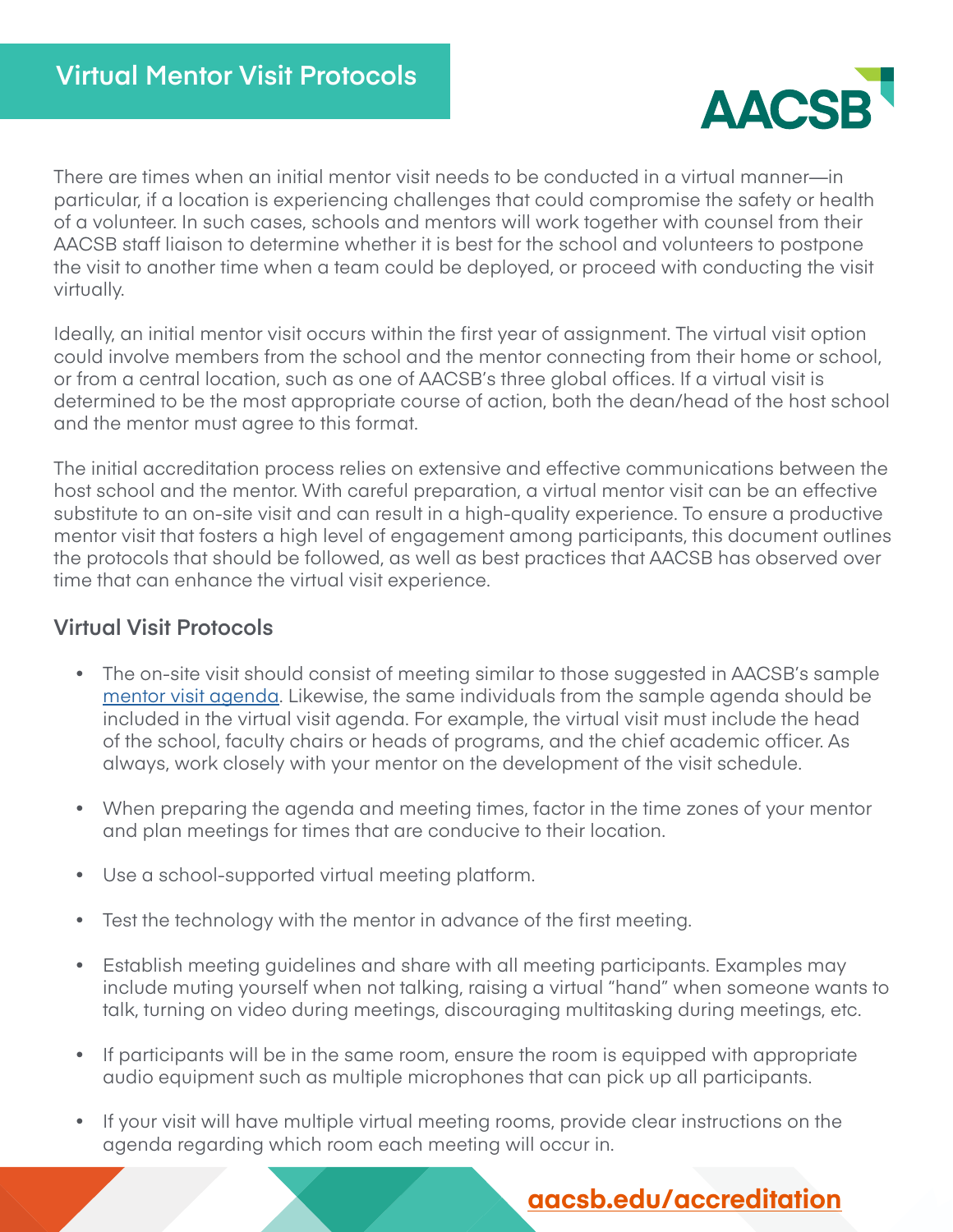# Virtual Mentor Visit Protocols

There are times when an initial mentor visit needs to be conducted in a virtual manner—in particular, if a location is experiencing challenges that could compromise the safety or health of a volunteer. In such cases, schools and mentors will work together with counsel from their AACSB staff liaison to determine whether it is best for the school and volunteers to postpone the visit to another time when a team could be deployed, or proceed with conducting the visit virtually.

Ideally, an initial mentor visit occurs within the first year of assignment. The virtual visit option could involve members from the school and the mentor connecting from their home or school, or from a central location, such as one of AACSB's three global offices. If a virtual visit is determined to be the most appropriate course of action, both the dean/head of the host school and the mentor must agree to this format.

The initial accreditation process relies on extensive and effective communications between the host school and the mentor. With careful preparation, a virtual mentor visit can be an effective substitute to an on-site visit and can result in a high-quality experience. To ensure a productive mentor visit that fosters a high level of engagement among participants, this document outlines the protocols that should be followed, as well as best practices that AACSB has observed over time that can enhance the virtual visit experience.

## Virtual Visit Protocols

- The on-site visit should consist of meeting similar to those suggested in AACSB's sample mentor visit agenda. Likewise, the same individuals from the sample agenda should be included in the virtual visit agenda. For example, the virtual visit must include the head of the school, faculty chairs or heads of programs, and the chief academic officer. As always, work closely with your mentor on the development of the visit schedule.
- When preparing the agenda and meeting times, factor in the time zones of your mentor and plan meetings for times that are conducive to their location.
- Use a school-supported virtual meeting platform.
- Test the technology with the mentor in advance of the first meeting.
- Establish meeting guidelines and share with all meeting participants. Examples may include muting yourself when not talking, raising a virtual "hand" when someone wants to talk, turning on video during meetings, discouraging multitasking during meetings, etc.
- If participants will be in the same room, ensure the room is equipped with appropriate audio equipment such as multiple microphones that can pick up all participants.
- If your visit will have multiple virtual meeting rooms, provide clear instructions on the agenda regarding which room each meeting will occur in.

**aacsb.edu/accreditation**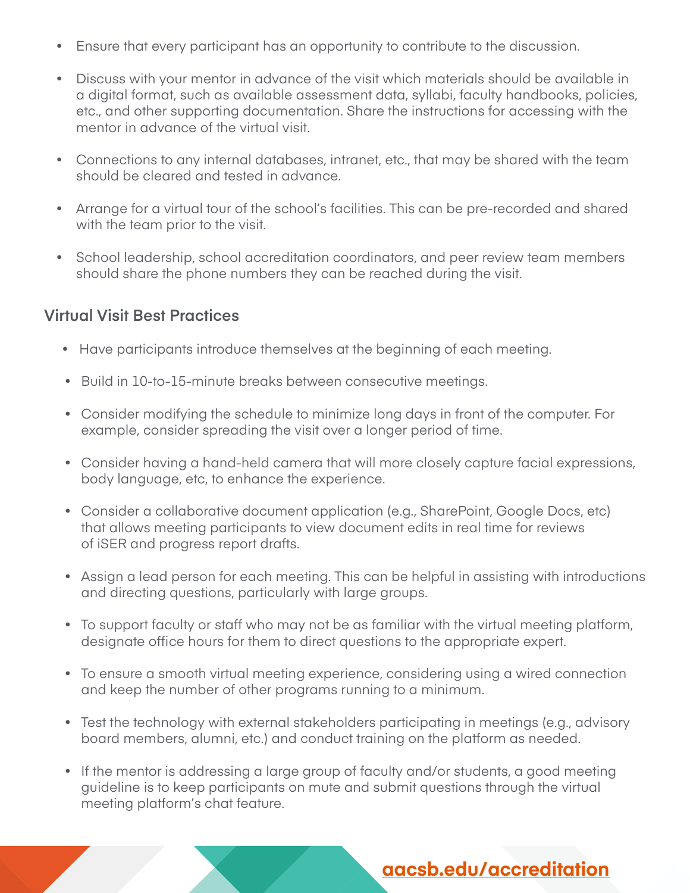- Ensure that every participant has an opportunity to contribute to the discussion.
- Discuss with your mentor in advance of the visit which materials should be available in a digital format, such as available assessment data, syllabi, faculty handbooks, policies, etc., and other supporting documentation. Share the instructions for accessing with the mentor in advance of the virtual visit.
- Connections to any internal databases, intranet, etc., that may be shared with the team should be cleared and tested in advance.
- Arrange for a virtual tour of the school's facilities. This can be pre-recorded and shared with the team prior to the visit.
- School leadership, school accreditation coordinators, and peer review team members should share the phone numbers they can be reached during the visit.

## Virtual Visit Best Practices

- Have participants introduce themselves at the beginning of each meeting.
- Build in 10-to-15-minute breaks between consecutive meetings.
- Consider modifying the schedule to minimize long days in front of the computer. For example, consider spreading the visit over a longer period of time.
- Consider having a hand-held camera that will more closely capture facial expressions, body language, etc, to enhance the experience.
- Consider a collaborative document application (e.g., SharePoint, Google Docs, etc) that allows meeting participants to view document edits in real time for reviews of iSER and progress report drafts.
- Assign a lead person for each meeting. This can be helpful in assisting with introductions and directing questions, particularly with large groups.
- To support faculty or staff who may not be as familiar with the virtual meeting platform, designate office hours for them to direct questions to the appropriate expert.
- To ensure a smooth virtual meeting experience, considering using a wired connection and keep the number of other programs running to a minimum.
- Test the technology with external stakeholders participating in meetings (e.g., advisory board members, alumni, etc.) and conduct training on the platform as needed.
- If the mentor is addressing a large group of faculty and/or students, a good meeting guideline is to keep participants on mute and submit questions through the virtual meeting platform's chat feature.

aacsb.edu/accreditation